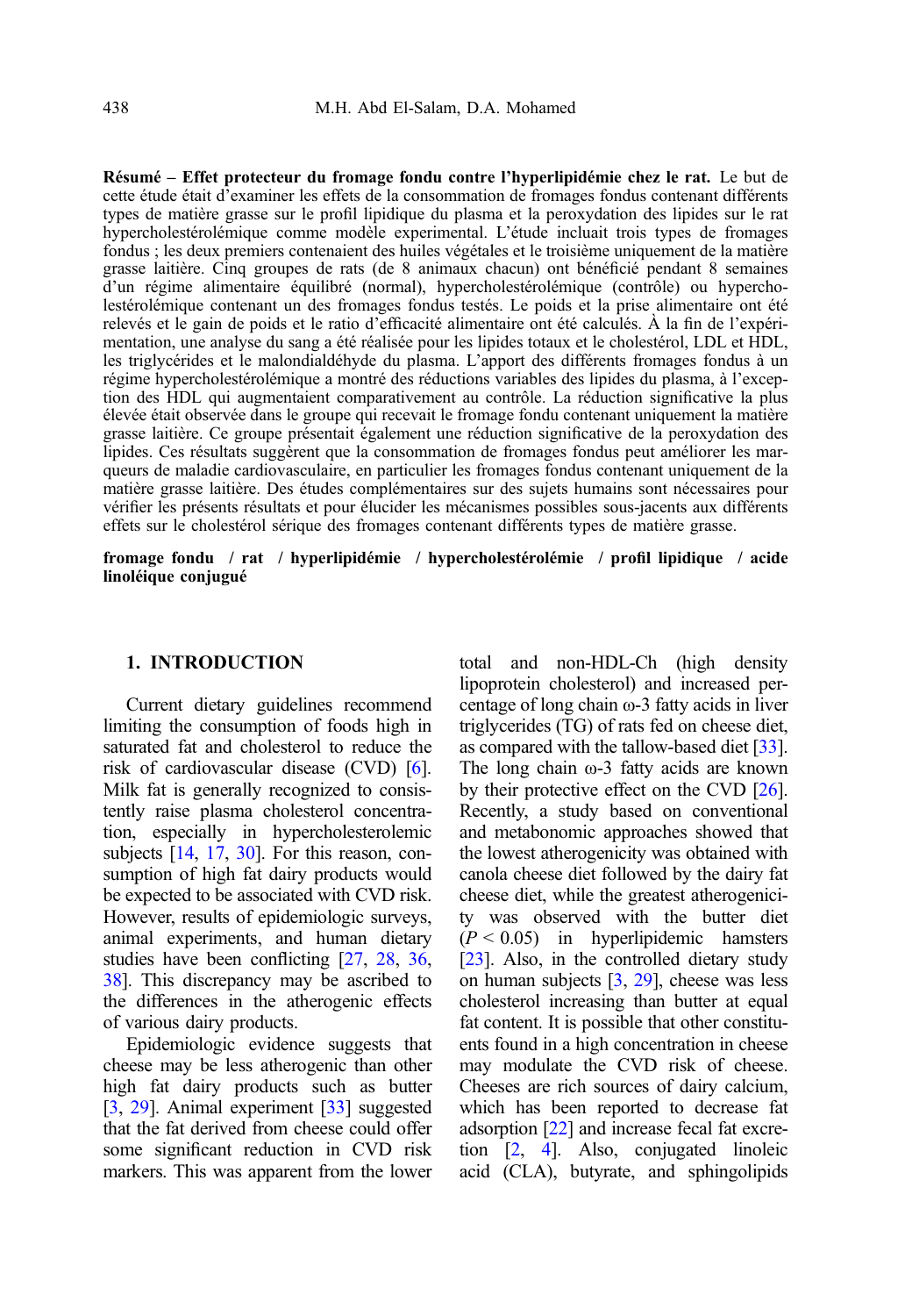**Résumé – Effet protecteur du fromage fondu contre l'hyperlipidémie chez le rat.** Le but de cette étude était d'examiner les effets de la consommation de fromages fondus contenant différents types de matière grasse sur le profil lipidique du plasma et la peroxydation des lipides sur le rat hypercholestérolémique comme modèle experimental. L'étude incluait trois types de fromages fondus ; les deux premiers contenaient des huiles végétales et le troisième uniquement de la matière grasse laitière. Cinq groupes de rats (de 8 animaux chacun) ont bénéficié pendant 8 semaines d'un régime alimentaire équilibré (normal), hypercholestérolémique (contrôle) ou hypercholestérolémique contenant un des fromages fondus testés. Le poids et la prise alimentaire ont été relevés et le gain de poids et le ratio d'efficacité alimentaire ont été calculés. À la fin de l'expérimentation, une analyse du sang a été réalisée pour les lipides totaux et le cholestérol, LDL et HDL, les triglycérides et le malondialdéhyde du plasma. L'apport des différents fromages fondus à un régime hypercholestérolémique a montré des réductions variables des lipides du plasma, à l'exception des HDL qui augmentaient comparativement au contrôle. La réduction significative la plus élevée était observée dans le groupe qui recevait le fromage fondu contenant uniquement la matière grasse laitière. Ce groupe présentait également une réduction significative de la peroxydation des lipides. Ces résultats suggèrent que la consommation de fromages fondus peut améliorer les marqueurs de maladie cardiovasculaire, en particulier les fromages fondus contenant uniquement de la matière grasse laitière. Des études complémentaires sur des sujets humains sont nécessaires pour vérifier les présents résultats et pour élucider les mécanismes possibles sous-jacents aux différents effets sur le cholestérol sérique des fromages contenant différents types de matière grasse.

**fromage fondu / rat / hyperlipidémie / hypercholestérolémie / profil lipidique / acide linoléique conjugué**

## 1. INTRODUCTION

Current dietary guidelines recommend limiting the consumption of foods high in saturated fat and cholesterol to reduce the risk of cardiovascular disease (CVD) [6]. Milk fat is generally recognized to consistently raise plasma cholesterol concentration, especially in hypercholesterolemic subjects [14, 17, 30]. For this reason, consumption of high fat dairy products would be expected to be associated with CVD risk. However, results of epidemiologic surveys, animal experiments, and human dietary studies have been conflicting [27, 28, 36, 38]. This discrepancy may be ascribed to the differences in the atherogenic effects of various dairy products.

Epidemiologic evidence suggests that cheese may be less atherogenic than other high fat dairy products such as butter [3, 29]. Animal experiment [33] suggested that the fat derived from cheese could offer some significant reduction in CVD risk markers. This was apparent from the lower total and non-HDL-Ch (high density lipoprotein cholesterol) and increased percentage of long chain ω-3 fatty acids in liver triglycerides (TG) of rats fed on cheese diet, as compared with the tallow-based diet [33]. The long chain ω-3 fatty acids are known by their protective effect on the CVD [26]. Recently, a study based on conventional and metabonomic approaches showed that the lowest atherogenicity was obtained with canola cheese diet followed by the dairy fat cheese diet, while the greatest atherogenicity was observed with the butter diet ($P < 0.05$) in hyperlipidemic hamsters [23]. Also, in the controlled dietary study on human subjects [3, 29], cheese was less cholesterol increasing than butter at equal fat content. It is possible that other constituents found in a high concentration in cheese may modulate the CVD risk of cheese. Cheeses are rich sources of dairy calcium, which has been reported to decrease fat adsorption [22] and increase fecal fat excretion [2, 4]. Also, conjugated linoleic acid (CLA), butyrate, and sphingolipids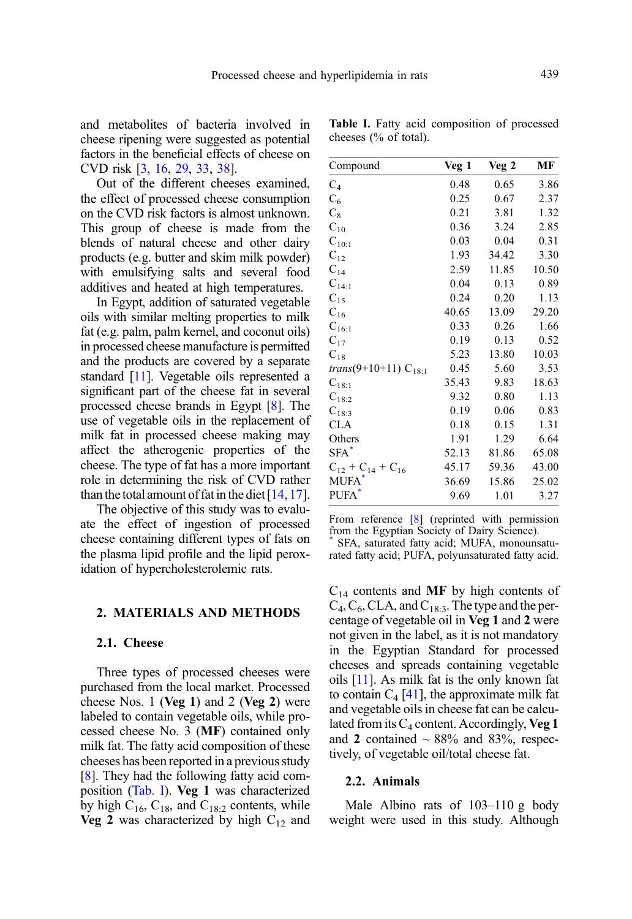and metabolites of bacteria involved in cheese ripening were suggested as potential factors in the beneficial effects of cheese on CVD risk [3, 16, 29, 33, 38].

Out of the different cheeses examined, the effect of processed cheese consumption on the CVD risk factors is almost unknown. This group of cheese is made from the blends of natural cheese and other dairy products (e.g. butter and skim milk powder) with emulsifying salts and several food additives and heated at high temperatures.

In Egypt, addition of saturated vegetable oils with similar melting properties to milk fat (e.g. palm, palm kernel, and coconut oils) in processed cheese manufacture is permitted and the products are covered by a separate standard [11]. Vegetable oils represented a significant part of the cheese fat in several processed cheese brands in Egypt [8]. The use of vegetable oils in the replacement of milk fat in processed cheese making may affect the atherogenic properties of the cheese. The type of fat has a more important role in determining the risk of CVD rather than the total amount of fat in the diet [14, 17].

The objective of this study was to evaluate the effect of ingestion of processed cheese containing different types of fats on the plasma lipid profile and the lipid peroxidation of hypercholesterolemic rats.

## 2. MATERIALS AND METHODS

### 2.1. Cheese

Three types of processed cheeses were purchased from the local market. Processed cheese Nos. 1 (**Veg 1**) and 2 (**Veg 2**) were labeled to contain vegetable oils, while processed cheese No. 3 (**MF**) contained only milk fat. The fatty acid composition of these cheeses has been reported in a previous study [8]. They had the following fatty acid composition (Tab. I). **Veg 1** was characterized by high $C_{16}$, $C_{18}$, and $C_{18:2}$ contents, while **Veg 2** was characterized by high $C_{12}$ and $C_{14}$ contents and **MF** by high contents of $C_4$, $C_6$, CLA, and $C_{18:3}$. The type and the percentage of vegetable oil in **Veg 1** and **2** were not given in the label, as it is not mandatory in the Egyptian Standard for processed cheeses and spreads containing vegetable oils [11]. As milk fat is the only known fat to contain $C_4$ [41], the approximate milk fat and vegetable oils in cheese fat can be calculated from its $C_4$ content. Accordingly, **Veg 1** and **2** contained ~ 88% and 83%, respectively, of vegetable oil/total cheese fat.

**Table I.** Fatty acid composition of processed cheeses (% of total).

| Compound | Veg 1 | Veg 2 | MF |
|---|---|---|---|
| $C_4$ | 0.48 | 0.65 | 3.86 |
| $C_6$ | 0.25 | 0.67 | 2.37 |
| $C_8$ | 0.21 | 3.81 | 1.32 |
| $C_{10}$ | 0.36 | 3.24 | 2.85 |
| $C_{10:1}$ | 0.03 | 0.04 | 0.31 |
| $C_{12}$ | 1.93 | 34.42 | 3.30 |
| $C_{14}$ | 2.59 | 11.85 | 10.50 |
| $C_{14:1}$ | 0.04 | 0.13 | 0.89 |
| $C_{15}$ | 0.24 | 0.20 | 1.13 |
| $C_{16}$ | 40.65 | 13.09 | 29.20 |
| $C_{16:1}$ | 0.33 | 0.26 | 1.66 |
| $C_{17}$ | 0.19 | 0.13 | 0.52 |
| $C_{18}$ | 5.23 | 13.80 | 10.03 |
| *trans*(9+10+11) $C_{18:1}$ | 0.45 | 5.60 | 3.53 |
| $C_{18:1}$ | 35.43 | 9.83 | 18.63 |
| $C_{18:2}$ | 9.32 | 0.80 | 1.13 |
| $C_{18:3}$ | 0.19 | 0.06 | 0.83 |
| CLA | 0.18 | 0.15 | 1.31 |
| Others | 1.91 | 1.29 | 6.64 |
| SFA* | 52.13 | 81.86 | 65.08 |
| $C_{12}$ + $C_{14}$ + $C_{16}$ | 45.17 | 59.36 | 43.00 |
| MUFA* | 36.69 | 15.86 | 25.02 |
| PUFA* | 9.69 | 1.01 | 3.27 |

From reference [8] (reprinted with permission from the Egyptian Society of Dairy Science).
* SFA, saturated fatty acid; MUFA, monounsaturated fatty acid; PUFA, polyunsaturated fatty acid.

### 2.2. Animals

Male Albino rats of 103–110 g body weight were used in this study. Although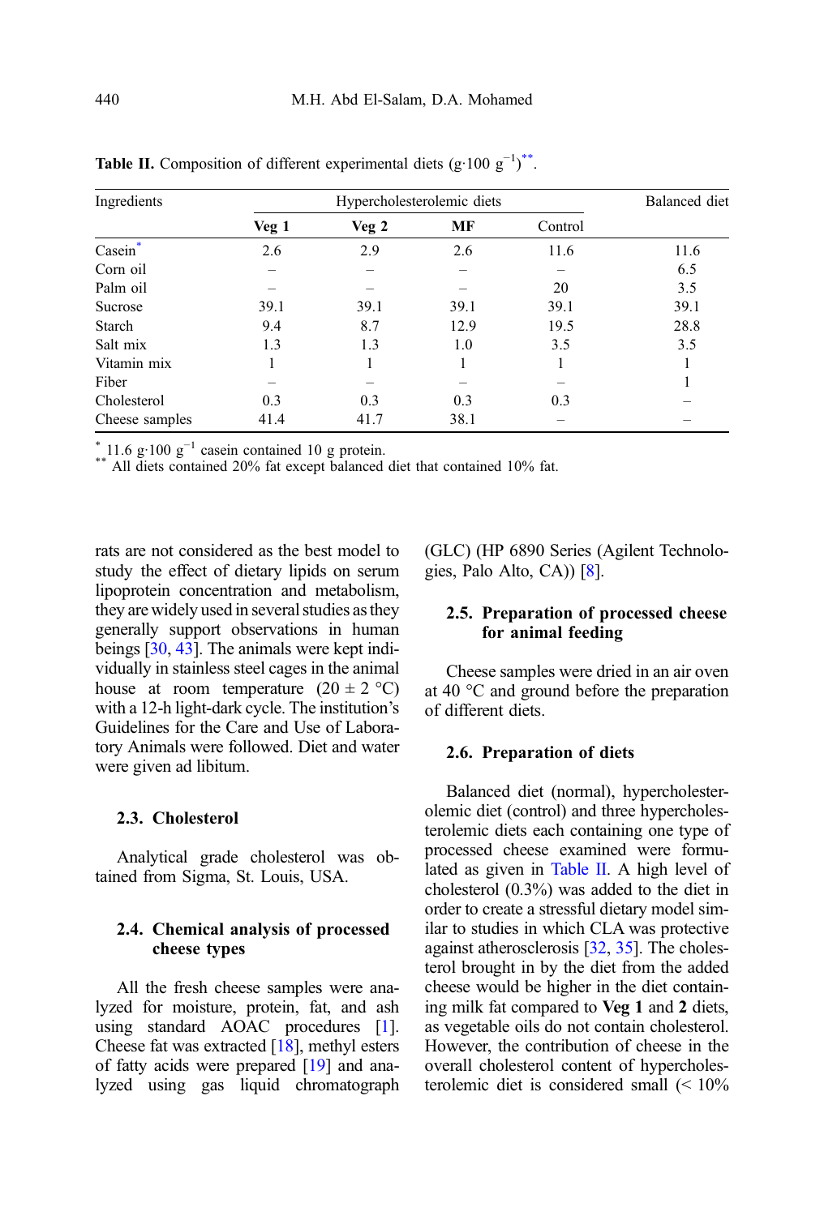**Table II.** Composition of different experimental diets (g·100 g$^{-1}$)[**].

| Ingredients | Hypercholesterolemic diets | | | | Balanced diet |
|---|---|---|---|---|---|
| | **Veg 1** | **Veg 2** | **MF** | Control | |
| Casein[*] | 2.6 | 2.9 | 2.6 | 11.6 | 11.6 |
| Corn oil | – | – | – | – | 6.5 |
| Palm oil | – | – | – | 20 | 3.5 |
| Sucrose | 39.1 | 39.1 | 39.1 | 39.1 | 39.1 |
| Starch | 9.4 | 8.7 | 12.9 | 19.5 | 28.8 |
| Salt mix | 1.3 | 1.3 | 1.0 | 3.5 | 3.5 |
| Vitamin mix | 1 | 1 | 1 | 1 | 1 |
| Fiber | – | – | – | – | 1 |
| Cholesterol | 0.3 | 0.3 | 0.3 | 0.3 | – |
| Cheese samples | 41.4 | 41.7 | 38.1 | – | – |

[*] 11.6 g·100 g$^{-1}$ casein contained 10 g protein.
[**] All diets contained 20% fat except balanced diet that contained 10% fat.

rats are not considered as the best model to study the effect of dietary lipids on serum lipoprotein concentration and metabolism, they are widely used in several studies as they generally support observations in human beings [30, 43]. The animals were kept individually in stainless steel cages in the animal house at room temperature (20 ± 2 °C) with a 12-h light-dark cycle. The institution's Guidelines for the Care and Use of Laboratory Animals were followed. Diet and water were given ad libitum.

### 2.3. Cholesterol

Analytical grade cholesterol was obtained from Sigma, St. Louis, USA.

### 2.4. Chemical analysis of processed cheese types

All the fresh cheese samples were analyzed for moisture, protein, fat, and ash using standard AOAC procedures [1]. Cheese fat was extracted [18], methyl esters of fatty acids were prepared [19] and analyzed using gas liquid chromatograph (GLC) (HP 6890 Series (Agilent Technologies, Palo Alto, CA)) [8].

### 2.5. Preparation of processed cheese for animal feeding

Cheese samples were dried in an air oven at 40 °C and ground before the preparation of different diets.

### 2.6. Preparation of diets

Balanced diet (normal), hypercholesterolemic diet (control) and three hypercholesterolemic diets each containing one type of processed cheese examined were formulated as given in Table II. A high level of cholesterol (0.3%) was added to the diet in order to create a stressful dietary model similar to studies in which CLA was protective against atherosclerosis [32, 35]. The cholesterol brought in by the diet from the added cheese would be higher in the diet containing milk fat compared to **Veg 1** and **2** diets, as vegetable oils do not contain cholesterol. However, the contribution of cheese in the overall cholesterol content of hypercholesterolemic diet is considered small (< 10%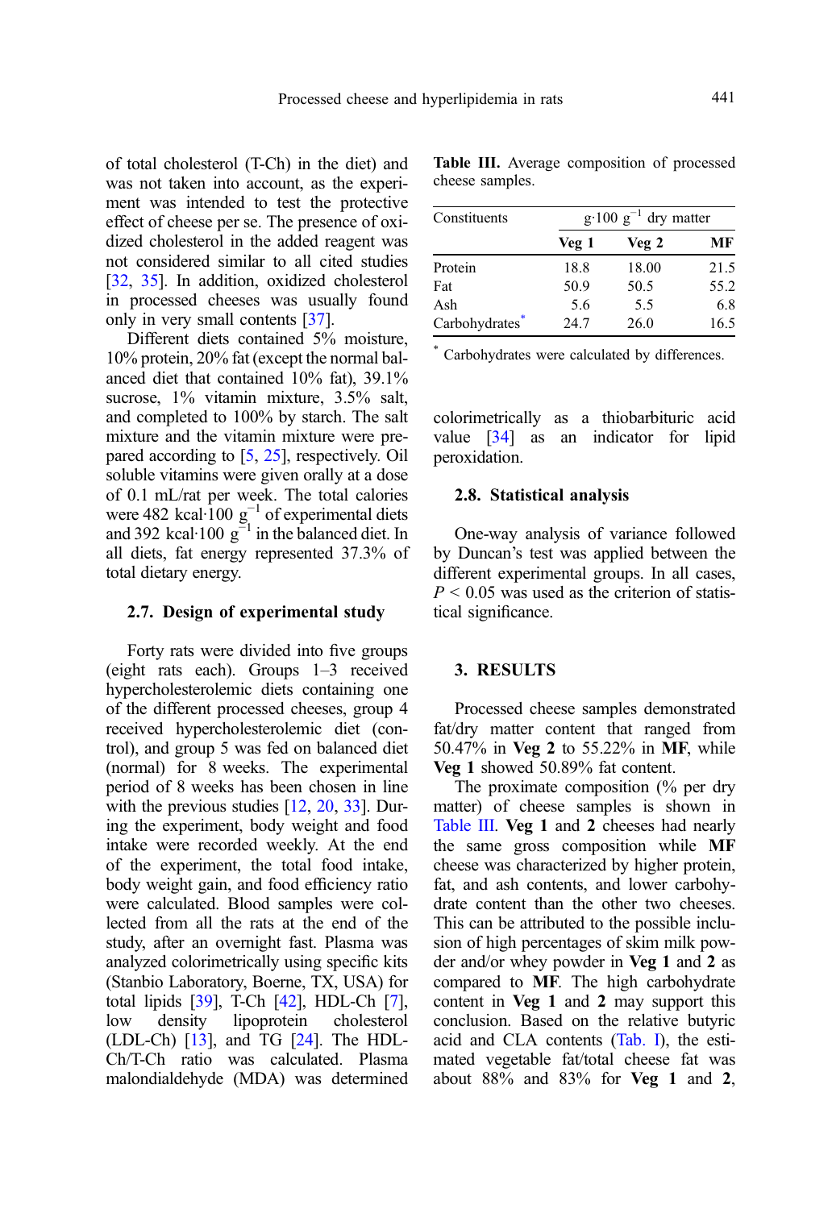of total cholesterol (T-Ch) in the diet) and was not taken into account, as the experiment was intended to test the protective effect of cheese per se. The presence of oxidized cholesterol in the added reagent was not considered similar to all cited studies [32, 35]. In addition, oxidized cholesterol in processed cheeses was usually found only in very small contents [37].

Different diets contained 5% moisture, 10% protein, 20% fat (except the normal balanced diet that contained 10% fat), 39.1% sucrose, 1% vitamin mixture, 3.5% salt, and completed to 100% by starch. The salt mixture and the vitamin mixture were prepared according to [5, 25], respectively. Oil soluble vitamins were given orally at a dose of 0.1 mL/rat per week. The total calories were 482 kcal·100 $g^{-1}$ of experimental diets and 392 kcal·100 $g^{-1}$ in the balanced diet. In all diets, fat energy represented 37.3% of total dietary energy.

### 2.7. Design of experimental study

Forty rats were divided into five groups (eight rats each). Groups 1–3 received hypercholesterolemic diets containing one of the different processed cheeses, group 4 received hypercholesterolemic diet (control), and group 5 was fed on balanced diet (normal) for 8 weeks. The experimental period of 8 weeks has been chosen in line with the previous studies [12, 20, 33]. During the experiment, body weight and food intake were recorded weekly. At the end of the experiment, the total food intake, body weight gain, and food efficiency ratio were calculated. Blood samples were collected from all the rats at the end of the study, after an overnight fast. Plasma was analyzed colorimetrically using specific kits (Stanbio Laboratory, Boerne, TX, USA) for total lipids [39], T-Ch [42], HDL-Ch [7], low density lipoprotein cholesterol (LDL-Ch) [13], and TG [24]. The HDL-Ch/T-Ch ratio was calculated. Plasma malondialdehyde (MDA) was determined colorimetrically as a thiobarbituric acid value [34] as an indicator for lipid peroxidation.

**Table III.** Average composition of processed cheese samples.

| Constituents | g·100 $g^{-1}$ dry matter | | |
|---|---|---|---|
| | **Veg 1** | **Veg 2** | **MF** |
| Protein | 18.8 | 18.00 | 21.5 |
| Fat | 50.9 | 50.5 | 55.2 |
| Ash | 5.6 | 5.5 | 6.8 |
| Carbohydrates* | 24.7 | 26.0 | 16.5 |

\* Carbohydrates were calculated by differences.

### 2.8. Statistical analysis

One-way analysis of variance followed by Duncan's test was applied between the different experimental groups. In all cases, $P < 0.05$ was used as the criterion of statistical significance.

## 3. RESULTS

Processed cheese samples demonstrated fat/dry matter content that ranged from 50.47% in **Veg 2** to 55.22% in **MF**, while **Veg 1** showed 50.89% fat content.

The proximate composition (% per dry matter) of cheese samples is shown in Table III. **Veg 1** and **2** cheeses had nearly the same gross composition while **MF** cheese was characterized by higher protein, fat, and ash contents, and lower carbohydrate content than the other two cheeses. This can be attributed to the possible inclusion of high percentages of skim milk powder and/or whey powder in **Veg 1** and **2** as compared to **MF**. The high carbohydrate content in **Veg 1** and **2** may support this conclusion. Based on the relative butyric acid and CLA contents (Tab. I), the estimated vegetable fat/total cheese fat was about 88% and 83% for **Veg 1** and **2**,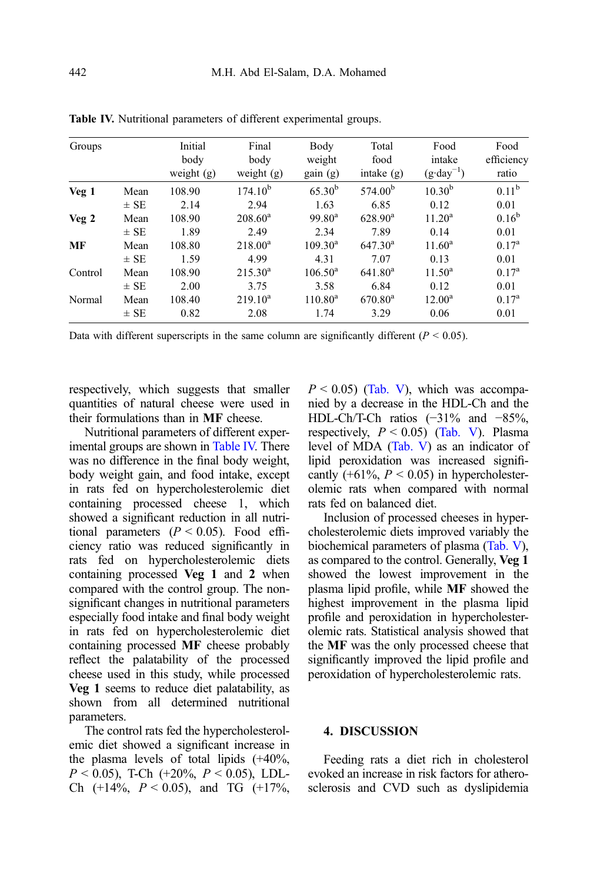**Table IV.** Nutritional parameters of different experimental groups.

| Groups | | Initial body weight (g) | Final body weight (g) | Body weight gain (g) | Total food intake (g) | Food intake ($g \cdot day^{-1}$) | Food efficiency ratio |
|---|---|---|---|---|---|---|---|
| **Veg 1** | Mean | 108.90 | 174.10[b] | 65.30[b] | 574.00[b] | 10.30[b] | 0.11[b] |
| | ± SE | 2.14 | 2.94 | 1.63 | 6.85 | 0.12 | 0.01 |
| **Veg 2** | Mean | 108.90 | 208.60[a] | 99.80[a] | 628.90[a] | 11.20[a] | 0.16[b] |
| | ± SE | 1.89 | 2.49 | 2.34 | 7.89 | 0.14 | 0.01 |
| **MF** | Mean | 108.80 | 218.00[a] | 109.30[a] | 647.30[a] | 11.60[a] | 0.17[a] |
| | ± SE | 1.59 | 4.99 | 4.31 | 7.07 | 0.13 | 0.01 |
| Control | Mean | 108.90 | 215.30[a] | 106.50[a] | 641.80[a] | 11.50[a] | 0.17[a] |
| | ± SE | 2.00 | 3.75 | 3.58 | 6.84 | 0.12 | 0.01 |
| Normal | Mean | 108.40 | 219.10[a] | 110.80[a] | 670.80[a] | 12.00[a] | 0.17[a] |
| | ± SE | 0.82 | 2.08 | 1.74 | 3.29 | 0.06 | 0.01 |

Data with different superscripts in the same column are significantly different ($P < 0.05$).

respectively, which suggests that smaller quantities of natural cheese were used in their formulations than in **MF** cheese.

Nutritional parameters of different experimental groups are shown in Table IV. There was no difference in the final body weight, body weight gain, and food intake, except in rats fed on hypercholesterolemic diet containing processed cheese 1, which showed a significant reduction in all nutritional parameters ($P < 0.05$). Food efficiency ratio was reduced significantly in rats fed on hypercholesterolemic diets containing processed **Veg 1** and **2** when compared with the control group. The non-significant changes in nutritional parameters especially food intake and final body weight in rats fed on hypercholesterolemic diet containing processed **MF** cheese probably reflect the palatability of the processed cheese used in this study, while processed **Veg 1** seems to reduce diet palatability, as shown from all determined nutritional parameters.

The control rats fed the hypercholesterolemic diet showed a significant increase in the plasma levels of total lipids (+40%, $P < 0.05$), T-Ch (+20%, $P < 0.05$), LDL-Ch (+14%, $P < 0.05$), and TG (+17%, $P < 0.05$) (Tab. V), which was accompanied by a decrease in the HDL-Ch and the HDL-Ch/T-Ch ratios (−31% and −85%, respectively, $P < 0.05$) (Tab. V). Plasma level of MDA (Tab. V) as an indicator of lipid peroxidation was increased significantly (+61%, $P < 0.05$) in hypercholesterolemic rats when compared with normal rats fed on balanced diet.

Inclusion of processed cheeses in hypercholesterolemic diets improved variably the biochemical parameters of plasma (Tab. V), as compared to the control. Generally, **Veg 1** showed the lowest improvement in the plasma lipid profile, while **MF** showed the highest improvement in the plasma lipid profile and peroxidation in hypercholesterolemic rats. Statistical analysis showed that the **MF** was the only processed cheese that significantly improved the lipid profile and peroxidation of hypercholesterolemic rats.

## 4. DISCUSSION

Feeding rats a diet rich in cholesterol evoked an increase in risk factors for atherosclerosis and CVD such as dyslipidemia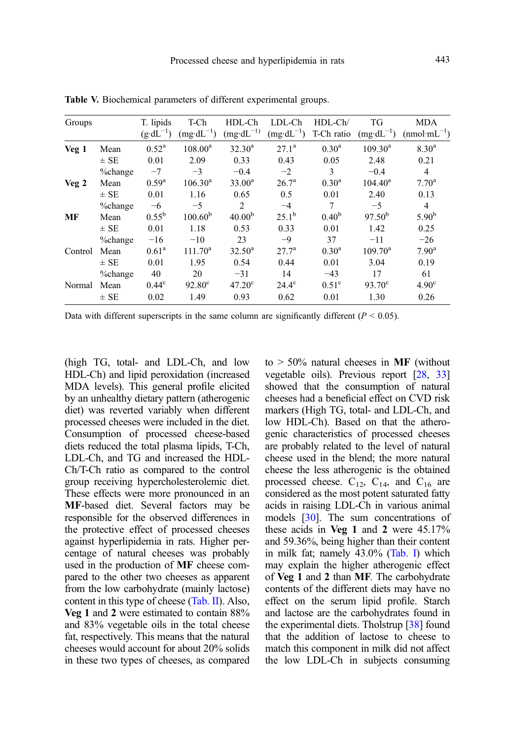Table V. Biochemical parameters of different experimental groups.

| Groups | | T. lipids ($g \cdot dL^{-1}$) | T-Ch ($mg \cdot dL^{-1}$) | HDL-Ch ($mg \cdot dL^{-1}$) | LDL-Ch ($mg \cdot dL^{-1}$) | HDL-Ch/ T-Ch ratio | TG ($mg \cdot dL^{-1}$) | MDA ($nmol \cdot mL^{-1}$) |
|---|---|---|---|---|---|---|---|---|
| **Veg 1** | Mean | 0.52[a] | 108.00[a] | 32.30[a] | 27.1[a] | 0.30[a] | 109.30[a] | 8.30[a] |
| | ± SE | 0.01 | 2.09 | 0.33 | 0.43 | 0.05 | 2.48 | 0.21 |
| | %change | −7 | −3 | −0.4 | −2 | 3 | −0.4 | 4 |
| **Veg 2** | Mean | 0.59[a] | 106.30[a] | 33.00[a] | 26.7[a] | 0.30[a] | 104.40[a] | 7.70[a] |
| | ± SE | 0.01 | 1.16 | 0.65 | 0.5 | 0.01 | 2.40 | 0.13 |
| | %change | −6 | −5 | 2 | −4 | 7 | −5 | 4 |
| **MF** | Mean | 0.55[b] | 100.60[b] | 40.00[b] | 25.1[b] | 0.40[b] | 97.50[b] | 5.90[b] |
| | ± SE | 0.01 | 1.18 | 0.53 | 0.33 | 0.01 | 1.42 | 0.25 |
| | %change | −16 | −10 | 23 | −9 | 37 | −11 | −26 |
| Control | Mean | 0.61[a] | 111.70[a] | 32.50[a] | 27.7[a] | 0.30[a] | 109.70[a] | 7.90[a] |
| | ± SE | 0.01 | 1.95 | 0.54 | 0.44 | 0.01 | 3.04 | 0.19 |
| | %change | 40 | 20 | −31 | 14 | −43 | 17 | 61 |
| Normal | Mean | 0.44[c] | 92.80[c] | 47.20[c] | 24.4[c] | 0.51[c] | 93.70[c] | 4.90[c] |
| | ± SE | 0.02 | 1.49 | 0.93 | 0.62 | 0.01 | 1.30 | 0.26 |

Data with different superscripts in the same column are significantly different ($P < 0.05$).

(high TG, total- and LDL-Ch, and low HDL-Ch) and lipid peroxidation (increased MDA levels). This general profile elicited by an unhealthy dietary pattern (atherogenic diet) was reverted variably when different processed cheeses were included in the diet. Consumption of processed cheese-based diets reduced the total plasma lipids, T-Ch, LDL-Ch, and TG and increased the HDL-Ch/T-Ch ratio as compared to the control group receiving hypercholesterolemic diet. These effects were more pronounced in an **MF**-based diet. Several factors may be responsible for the observed differences in the protective effect of processed cheeses against hyperlipidemia in rats. Higher percentage of natural cheeses was probably used in the production of **MF** cheese compared to the other two cheeses as apparent from the low carbohydrate (mainly lactose) content in this type of cheese (Tab. II). Also, **Veg 1** and **2** were estimated to contain 88% and 83% vegetable oils in the total cheese fat, respectively. This means that the natural cheeses would account for about 20% solids in these two types of cheeses, as compared to > 50% natural cheeses in **MF** (without vegetable oils). Previous report [28, 33] showed that the consumption of natural cheeses had a beneficial effect on CVD risk markers (High TG, total- and LDL-Ch, and low HDL-Ch). Based on that the atherogenic characteristics of processed cheeses are probably related to the level of natural cheese used in the blend; the more natural cheese the less atherogenic is the obtained processed cheese. $C_{12}$, $C_{14}$, and $C_{16}$ are considered as the most potent saturated fatty acids in raising LDL-Ch in various animal models [30]. The sum concentrations of these acids in **Veg 1** and **2** were 45.17% and 59.36%, being higher than their content in milk fat; namely 43.0% (Tab. I) which may explain the higher atherogenic effect of **Veg 1** and **2** than **MF**. The carbohydrate contents of the different diets may have no effect on the serum lipid profile. Starch and lactose are the carbohydrates found in the experimental diets. Tholstrup [38] found that the addition of lactose to cheese to match this component in milk did not affect the low LDL-Ch in subjects consuming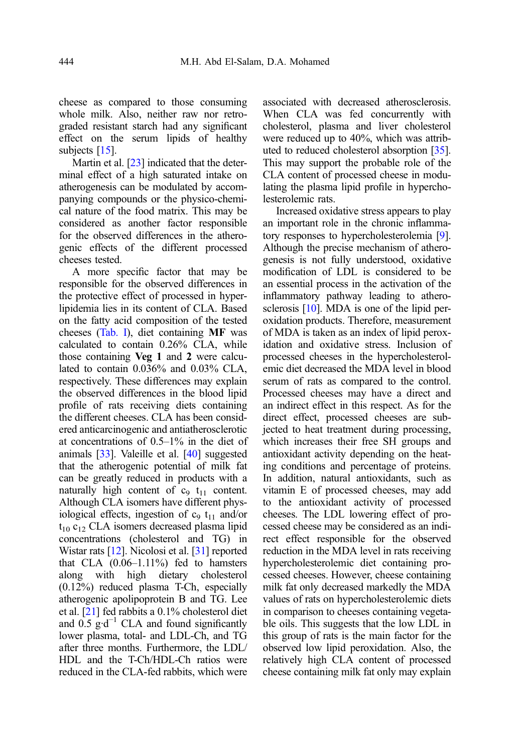cheese as compared to those consuming whole milk. Also, neither raw nor retrograded resistant starch had any significant effect on the serum lipids of healthy subjects [15].

Martin et al. [23] indicated that the determinal effect of a high saturated intake on atherogenesis can be modulated by accompanying compounds or the physico-chemical nature of the food matrix. This may be considered as another factor responsible for the observed differences in the atherogenic effects of the different processed cheeses tested.

A more specific factor that may be responsible for the observed differences in the protective effect of processed in hyperlipidemia lies in its content of CLA. Based on the fatty acid composition of the tested cheeses (Tab. I), diet containing **MF** was calculated to contain 0.26% CLA, while those containing **Veg 1** and **2** were calculated to contain 0.036% and 0.03% CLA, respectively. These differences may explain the observed differences in the blood lipid profile of rats receiving diets containing the different cheeses. CLA has been considered anticarcinogenic and antiatherosclerotic at concentrations of 0.5–1% in the diet of animals [33]. Valeille et al. [40] suggested that the atherogenic potential of milk fat can be greatly reduced in products with a naturally high content of $c_9$ $t_{11}$ content. Although CLA isomers have different physiological effects, ingestion of $c_9$ $t_{11}$ and/or $t_{10}$ $c_{12}$ CLA isomers decreased plasma lipid concentrations (cholesterol and TG) in Wistar rats [12]. Nicolosi et al. [31] reported that CLA (0.06–1.11%) fed to hamsters along with high dietary cholesterol (0.12%) reduced plasma T-Ch, especially atherogenic apolipoprotein B and TG. Lee et al. [21] fed rabbits a 0.1% cholesterol diet and 0.5 $g \cdot d^{-1}$ CLA and found significantly lower plasma, total- and LDL-Ch, and TG after three months. Furthermore, the LDL/HDL and the T-Ch/HDL-Ch ratios were reduced in the CLA-fed rabbits, which were associated with decreased atherosclerosis. When CLA was fed concurrently with cholesterol, plasma and liver cholesterol were reduced up to 40%, which was attributed to reduced cholesterol absorption [35]. This may support the probable role of the CLA content of processed cheese in modulating the plasma lipid profile in hypercholesterolemic rats.

Increased oxidative stress appears to play an important role in the chronic inflammatory responses to hypercholesterolemia [9]. Although the precise mechanism of atherogenesis is not fully understood, oxidative modification of LDL is considered to be an essential process in the activation of the inflammatory pathway leading to atherosclerosis [10]. MDA is one of the lipid peroxidation products. Therefore, measurement of MDA is taken as an index of lipid peroxidation and oxidative stress. Inclusion of processed cheeses in the hypercholesterolemic diet decreased the MDA level in blood serum of rats as compared to the control. Processed cheeses may have a direct and an indirect effect in this respect. As for the direct effect, processed cheeses are subjected to heat treatment during processing, which increases their free SH groups and antioxidant activity depending on the heating conditions and percentage of proteins. In addition, natural antioxidants, such as vitamin E of processed cheeses, may add to the antioxidant activity of processed cheeses. The LDL lowering effect of processed cheese may be considered as an indirect effect responsible for the observed reduction in the MDA level in rats receiving hypercholesterolemic diet containing processed cheeses. However, cheese containing milk fat only decreased markedly the MDA values of rats on hypercholesterolemic diets in comparison to cheeses containing vegetable oils. This suggests that the low LDL in this group of rats is the main factor for the observed low lipid peroxidation. Also, the relatively high CLA content of processed cheese containing milk fat only may explain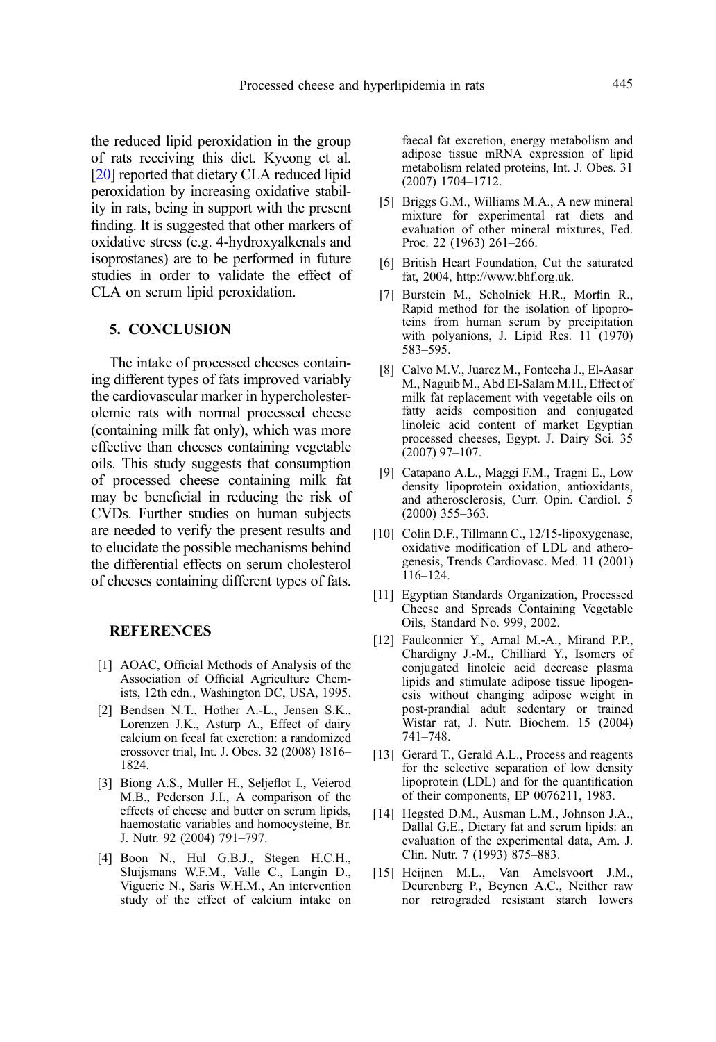the reduced lipid peroxidation in the group of rats receiving this diet. Kyeong et al. [20] reported that dietary CLA reduced lipid peroxidation by increasing oxidative stability in rats, being in support with the present finding. It is suggested that other markers of oxidative stress (e.g. 4-hydroxyalkenals and isoprostanes) are to be performed in future studies in order to validate the effect of CLA on serum lipid peroxidation.

## 5. CONCLUSION

The intake of processed cheeses containing different types of fats improved variably the cardiovascular marker in hypercholesterolemic rats with normal processed cheese (containing milk fat only), which was more effective than cheeses containing vegetable oils. This study suggests that consumption of processed cheese containing milk fat may be beneficial in reducing the risk of CVDs. Further studies on human subjects are needed to verify the present results and to elucidate the possible mechanisms behind the differential effects on serum cholesterol of cheeses containing different types of fats.

## REFERENCES

[1] AOAC, Official Methods of Analysis of the Association of Official Agriculture Chemists, 12th edn., Washington DC, USA, 1995.

[2] Bendsen N.T., Hother A.-L., Jensen S.K., Lorenzen J.K., Asturp A., Effect of dairy calcium on fecal fat excretion: a randomized crossover trial, Int. J. Obes. 32 (2008) 1816–1824.

[3] Biong A.S., Muller H., Seljeflot I., Veierod M.B., Pederson J.I., A comparison of the effects of cheese and butter on serum lipids, haemostatic variables and homocysteine, Br. J. Nutr. 92 (2004) 791–797.

[4] Boon N., Hul G.B.J., Stegen H.C.H., Sluijsmans W.F.M., Valle C., Langin D., Viguerie N., Saris W.H.M., An intervention study of the effect of calcium intake on faecal fat excretion, energy metabolism and adipose tissue mRNA expression of lipid metabolism related proteins, Int. J. Obes. 31 (2007) 1704–1712.

[5] Briggs G.M., Williams M.A., A new mineral mixture for experimental rat diets and evaluation of other mineral mixtures, Fed. Proc. 22 (1963) 261–266.

[6] British Heart Foundation, Cut the saturated fat, 2004, http://www.bhf.org.uk.

[7] Burstein M., Scholnick H.R., Morfin R., Rapid method for the isolation of lipoproteins from human serum by precipitation with polyanions, J. Lipid Res. 11 (1970) 583–595.

[8] Calvo M.V., Juarez M., Fontecha J., El-Aasar M., Naguib M., Abd El-Salam M.H., Effect of milk fat replacement with vegetable oils on fatty acids composition and conjugated linoleic acid content of market Egyptian processed cheeses, Egypt. J. Dairy Sci. 35 (2007) 97–107.

[9] Catapano A.L., Maggi F.M., Tragni E., Low density lipoprotein oxidation, antioxidants, and atherosclerosis, Curr. Opin. Cardiol. 5 (2000) 355–363.

[10] Colin D.F., Tillmann C., 12/15-lipoxygenase, oxidative modification of LDL and atherogenesis, Trends Cardiovasc. Med. 11 (2001) 116–124.

[11] Egyptian Standards Organization, Processed Cheese and Spreads Containing Vegetable Oils, Standard No. 999, 2002.

[12] Faulconnier Y., Arnal M.-A., Mirand P.P., Chardigny J.-M., Chilliard Y., Isomers of conjugated linoleic acid decrease plasma lipids and stimulate adipose tissue lipogenesis without changing adipose weight in post-prandial adult sedentary or trained Wistar rat, J. Nutr. Biochem. 15 (2004) 741–748.

[13] Gerard T., Gerald A.L., Process and reagents for the selective separation of low density lipoprotein (LDL) and for the quantification of their components, EP 0076211, 1983.

[14] Hegsted D.M., Ausman L.M., Johnson J.A., Dallal G.E., Dietary fat and serum lipids: an evaluation of the experimental data, Am. J. Clin. Nutr. 7 (1993) 875–883.

[15] Heijnen M.L., Van Amelsvoort J.M., Deurenberg P., Beynen A.C., Neither raw nor retrograded resistant starch lowers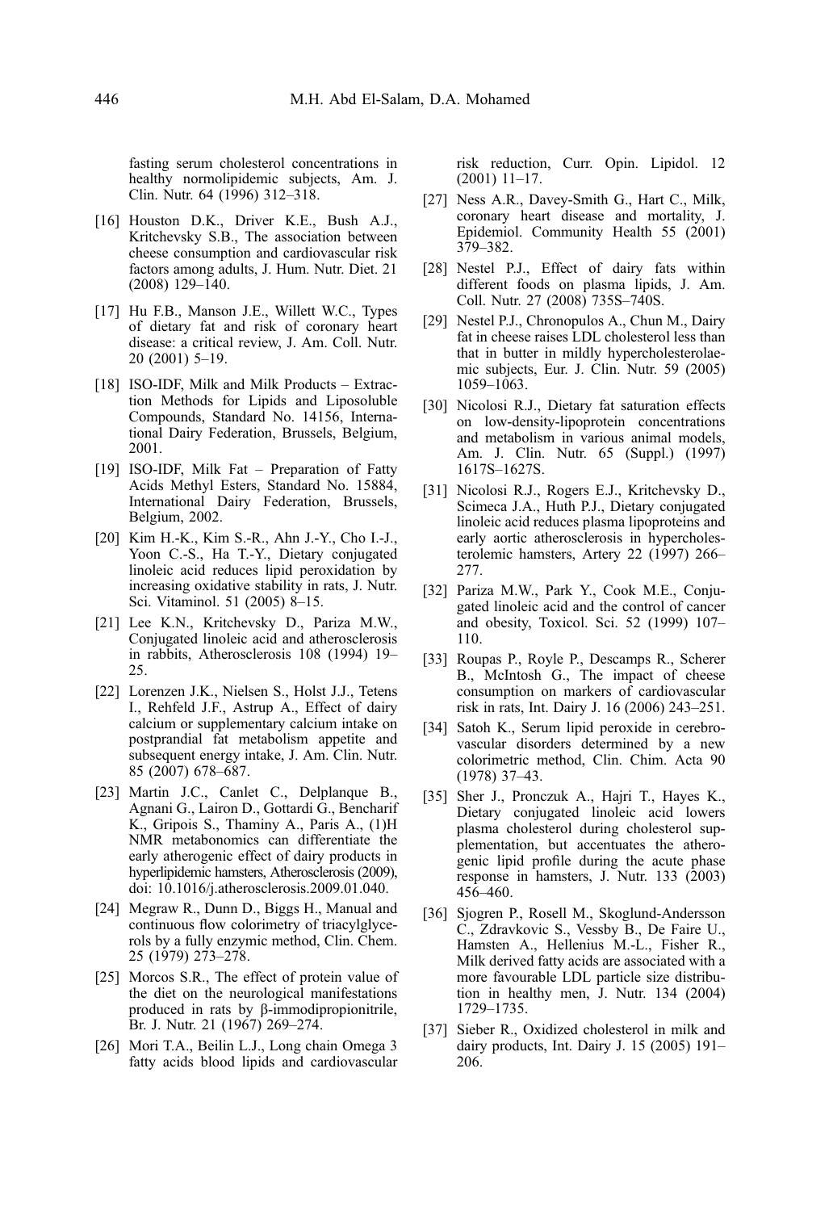fasting serum cholesterol concentrations in healthy normolipidemic subjects, Am. J. Clin. Nutr. 64 (1996) 312–318.

[16] Houston D.K., Driver K.E., Bush A.J., Kritchevsky S.B., The association between cheese consumption and cardiovascular risk factors among adults, J. Hum. Nutr. Diet. 21 (2008) 129–140.

[17] Hu F.B., Manson J.E., Willett W.C., Types of dietary fat and risk of coronary heart disease: a critical review, J. Am. Coll. Nutr. 20 (2001) 5–19.

[18] ISO-IDF, Milk and Milk Products – Extraction Methods for Lipids and Liposoluble Compounds, Standard No. 14156, International Dairy Federation, Brussels, Belgium, 2001.

[19] ISO-IDF, Milk Fat – Preparation of Fatty Acids Methyl Esters, Standard No. 15884, International Dairy Federation, Brussels, Belgium, 2002.

[20] Kim H.-K., Kim S.-R., Ahn J.-Y., Cho I.-J., Yoon C.-S., Ha T.-Y., Dietary conjugated linoleic acid reduces lipid peroxidation by increasing oxidative stability in rats, J. Nutr. Sci. Vitaminol. 51 (2005) 8–15.

[21] Lee K.N., Kritchevsky D., Pariza M.W., Conjugated linoleic acid and atherosclerosis in rabbits, Atherosclerosis 108 (1994) 19–25.

[22] Lorenzen J.K., Nielsen S., Holst J.J., Tetens I., Rehfeld J.F., Astrup A., Effect of dairy calcium or supplementary calcium intake on postprandial fat metabolism appetite and subsequent energy intake, J. Am. Clin. Nutr. 85 (2007) 678–687.

[23] Martin J.C., Canlet C., Delplanque B., Agnani G., Lairon D., Gottardi G., Bencharif K., Gripois S., Thaminy A., Paris A., (1)H NMR metabonomics can differentiate the early atherogenic effect of dairy products in hyperlipidemic hamsters, Atherosclerosis (2009), doi: 10.1016/j.atherosclerosis.2009.01.040.

[24] Megraw R., Dunn D., Biggs H., Manual and continuous flow colorimetry of triacylglycerols by a fully enzymic method, Clin. Chem. 25 (1979) 273–278.

[25] Morcos S.R., The effect of protein value of the diet on the neurological manifestations produced in rats by β-immodipropionitrile, Br. J. Nutr. 21 (1967) 269–274.

[26] Mori T.A., Beilin L.J., Long chain Omega 3 fatty acids blood lipids and cardiovascular risk reduction, Curr. Opin. Lipidol. 12 (2001) 11–17.

[27] Ness A.R., Davey-Smith G., Hart C., Milk, coronary heart disease and mortality, J. Epidemiol. Community Health 55 (2001) 379–382.

[28] Nestel P.J., Effect of dairy fats within different foods on plasma lipids, J. Am. Coll. Nutr. 27 (2008) 735S–740S.

[29] Nestel P.J., Chronopulos A., Chun M., Dairy fat in cheese raises LDL cholesterol less than that in butter in mildly hypercholesterolaemic subjects, Eur. J. Clin. Nutr. 59 (2005) 1059–1063.

[30] Nicolosi R.J., Dietary fat saturation effects on low-density-lipoprotein concentrations and metabolism in various animal models, Am. J. Clin. Nutr. 65 (Suppl.) (1997) 1617S–1627S.

[31] Nicolosi R.J., Rogers E.J., Kritchevsky D., Scimeca J.A., Huth P.J., Dietary conjugated linoleic acid reduces plasma lipoproteins and early aortic atherosclerosis in hypercholesterolemic hamsters, Artery 22 (1997) 266–277.

[32] Pariza M.W., Park Y., Cook M.E., Conjugated linoleic acid and the control of cancer and obesity, Toxicol. Sci. 52 (1999) 107–110.

[33] Roupas P., Royle P., Descamps R., Scherer B., McIntosh G., The impact of cheese consumption on markers of cardiovascular risk in rats, Int. Dairy J. 16 (2006) 243–251.

[34] Satoh K., Serum lipid peroxide in cerebrovascular disorders determined by a new colorimetric method, Clin. Chim. Acta 90 (1978) 37–43.

[35] Sher J., Pronczuk A., Hajri T., Hayes K., Dietary conjugated linoleic acid lowers plasma cholesterol during cholesterol supplementation, but accentuates the atherogenic lipid profile during the acute phase response in hamsters, J. Nutr. 133 (2003) 456–460.

[36] Sjogren P., Rosell M., Skoglund-Andersson C., Zdravkovic S., Vessby B., De Faire U., Hamsten A., Hellenius M.-L., Fisher R., Milk derived fatty acids are associated with a more favourable LDL particle size distribution in healthy men, J. Nutr. 134 (2004) 1729–1735.

[37] Sieber R., Oxidized cholesterol in milk and dairy products, Int. Dairy J. 15 (2005) 191–206.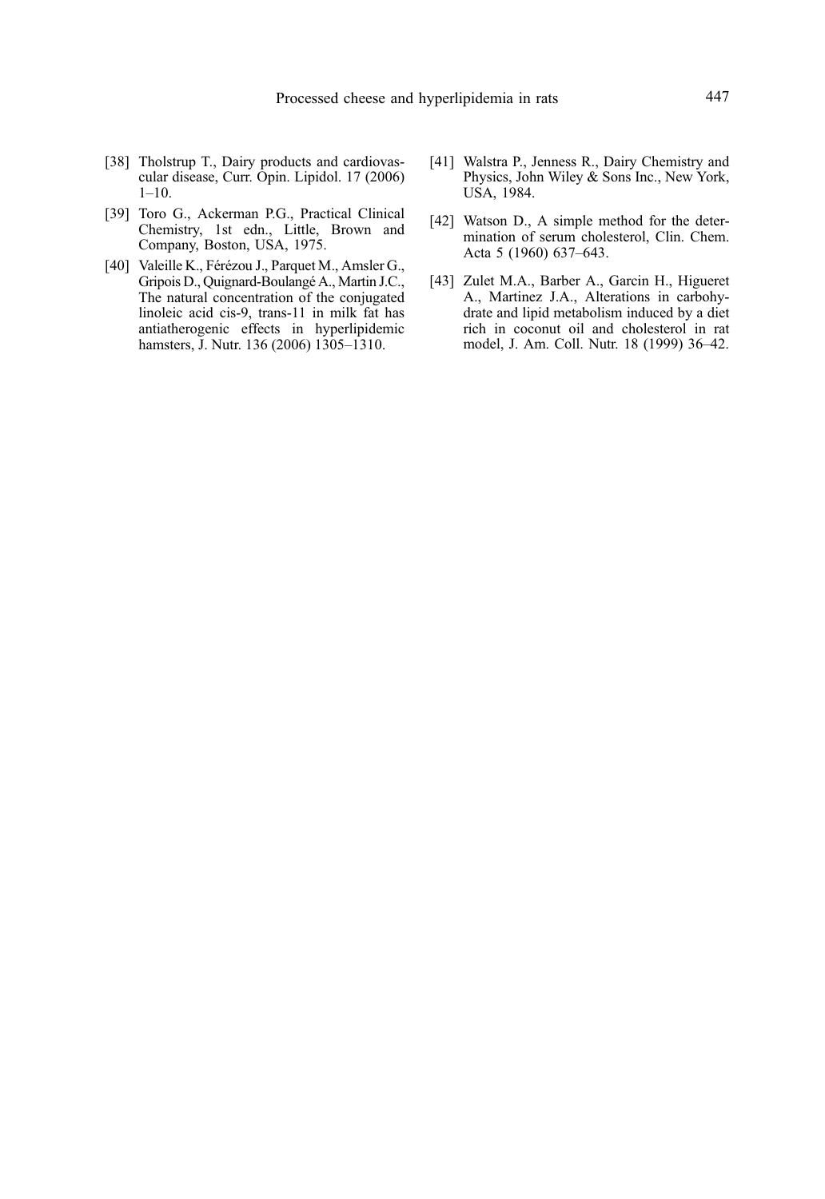[38] Tholstrup T., Dairy products and cardiovascular disease, Curr. Opin. Lipidol. 17 (2006) 1–10.

[39] Toro G., Ackerman P.G., Practical Clinical Chemistry, 1st edn., Little, Brown and Company, Boston, USA, 1975.

[40] Valeille K., Férézou J., Parquet M., Amsler G., Gripois D., Quignard-Boulangé A., Martin J.C., The natural concentration of the conjugated linoleic acid cis-9, trans-11 in milk fat has antiatherogenic effects in hyperlipidemic hamsters, J. Nutr. 136 (2006) 1305–1310.

[41] Walstra P., Jenness R., Dairy Chemistry and Physics, John Wiley & Sons Inc., New York, USA, 1984.

[42] Watson D., A simple method for the determination of serum cholesterol, Clin. Chem. Acta 5 (1960) 637–643.

[43] Zulet M.A., Barber A., Garcin H., Higueret A., Martinez J.A., Alterations in carbohydrate and lipid metabolism induced by a diet rich in coconut oil and cholesterol in rat model, J. Am. Coll. Nutr. 18 (1999) 36–42.